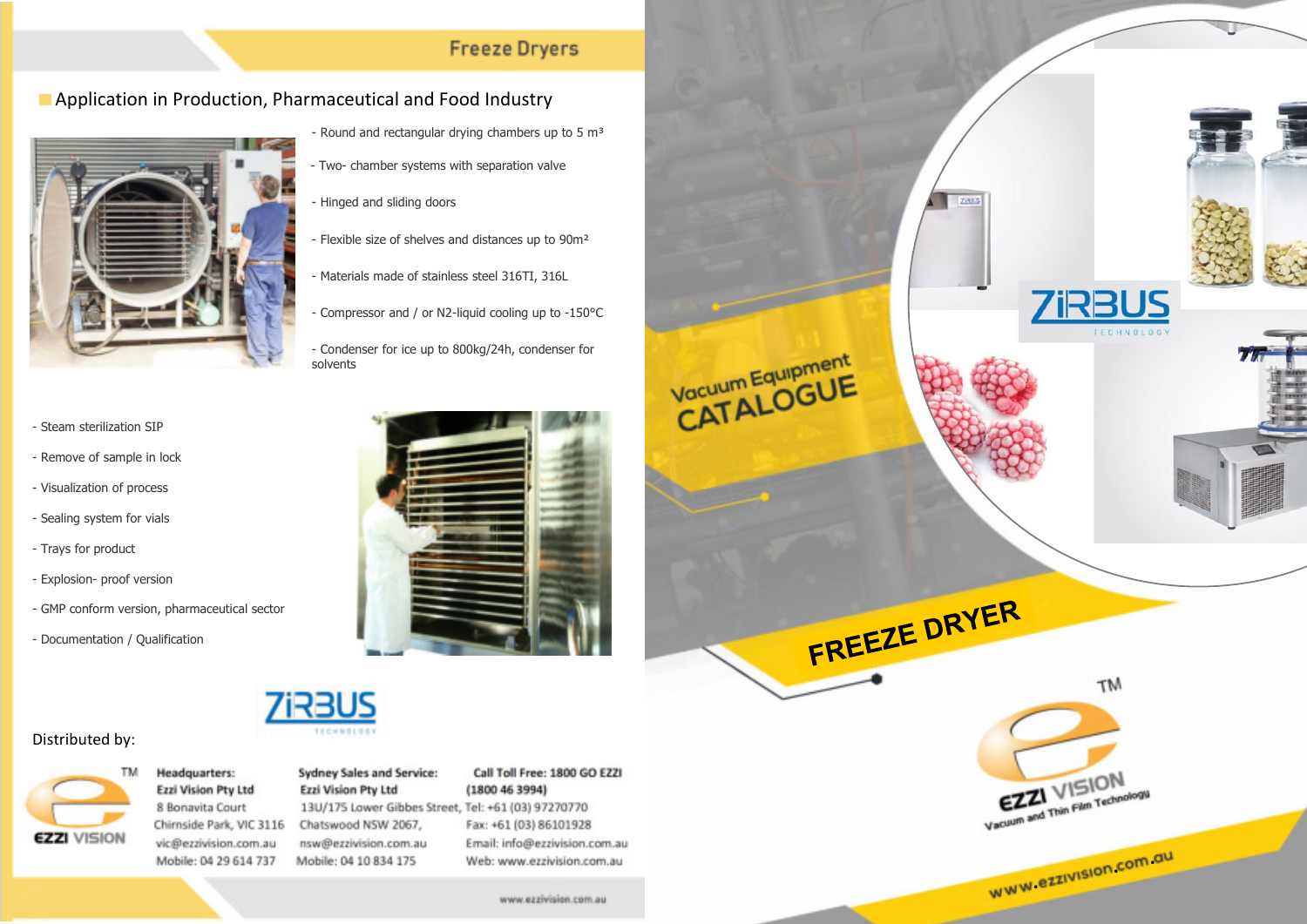# Freeze Dryers

## Application in Production, Pharmaceutical and Food Industry

- Round and rectangular drying chambers up to 5 m³
- Two- chamber systems with separation valve
- Hinged and sliding doors
- Flexible size of shelves and distances up to 90m²
- Materials made of stainless steel 316TI, 316L
- Compressor and / or N2-liquid cooling up to -150°C
- Condenser for ice up to 800kg/24h, condenser for solvents

- Steam sterilization SIP
- Remove of sample in lock
- Visualization of process
- Sealing system for vials
- Trays for product
- Explosion- proof version
- GMP conform version, pharmaceutical sector
- Documentation / Qualification

ZIRBUS TECHNOLOGY

Distributed by:

EZZI VISION TM

**Headquarters:**
**Ezzi Vision Pty Ltd**
8 Bonavita Court
Chirnside Park, VIC 3116
vic@ezzivision.com.au
Mobile: 04 29 614 737

**Sydney Sales and Service:**
**Ezzi Vision Pty Ltd**
13U/175 Lower Gibbes Street,
Chatswood NSW 2067,
nsw@ezzivision.com.au
Mobile: 04 10 834 175

**Call Toll Free: 1800 GO EZZI**
**(1800 46 3994)**
Tel: +61 (03) 97270770
Fax: +61 (03) 86101928
Email: info@ezzivision.com.au
Web: www.ezzivision.com.au

www.ezzivision.com.au

Vacuum Equipment
CATALOGUE

ZIRBUS TECHNOLOGY

FREEZE DRYER

EZZI VISION TM
Vacuum and Thin Film Technology

www.ezzivision.com.au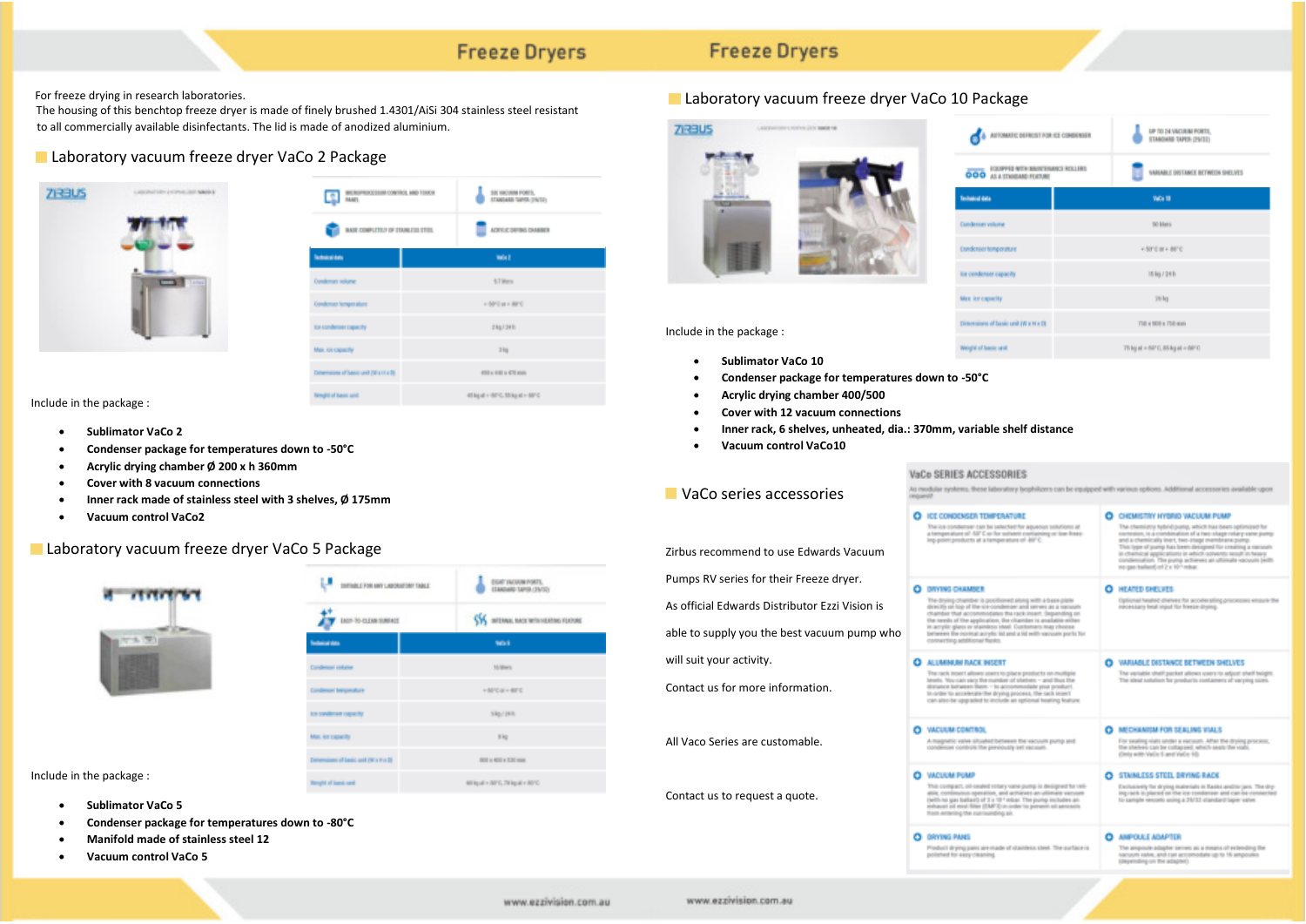# Freeze Dryers

For freeze drying in research laboratories.
The housing of this benchtop freeze dryer is made of finely brushed 1.4301/AiSi 304 stainless steel resistant to all commercially available disinfectants. The lid is made of anodized aluminium.

## Laboratory vacuum freeze dryer VaCo 2 Package

MICROPROCESSOR CONTROL AND TOUCH PANEL

SIX VACUUM PORTS, STANDARD TAPER (29/32)

BASE COMPLETELY OF STAINLESS STEEL

ACRYLIC DRYING CHAMBER

| Technical data | VaCo 2 |
|---|---|
| Condenser volume | 5.7 litres |
| Condenser temperature | < -50°C or < -80°C |
| Ice condenser capacity | 2 kg / 24 h |
| Max. ice capacity | 3 kg |
| Dimensions of basic unit (W x H x D) | 490 x 440 x 470 mm |
| Weight of basic unit | 45 kg at < -50°C, 55 kg at < -80°C |

Include in the package :

- **Sublimator VaCo 2**
- **Condenser package for temperatures down to -50°C**
- **Acrylic drying chamber Ø 200 x h 360mm**
- **Cover with 8 vacuum connections**
- **Inner rack made of stainless steel with 3 shelves, Ø 175mm**
- **Vacuum control VaCo2**

## Laboratory vacuum freeze dryer VaCo 5 Package

SUITABLE FOR ANY LABORATORY TABLE

EIGHT VACUUM PORTS, STANDARD TAPER (29/32)

EASY-TO-CLEAN SURFACE

INTERNAL RACK WITH HEATING FEATURE

| Technical data | VaCo 5 |
|---|---|
| Condenser volume | 16 litres |
| Condenser temperature | < -50°C or < -80°C |
| Ice condenser capacity | 5 kg / 24 h |
| Max. ice capacity | 8 kg |
| Dimensions of basic unit (W x H x D) | 800 x 400 x 530 mm |
| Weight of basic unit | 60 kg at < -50°C, 70 kg at < -80°C |

Include in the package :

- **Sublimator VaCo 5**
- **Condenser package for temperatures down to -80°C**
- **Manifold made of stainless steel 12**
- **Vacuum control VaCo 5**

## Laboratory vacuum freeze dryer VaCo 10 Package

AUTOMATIC DEFROST FOR ICE CONDENSER

UP TO 24 VACUUM PORTS, STANDARD TAPER (29/32)

EQUIPPED WITH MAINTENANCE ROLLERS AS A STANDARD FEATURE

VARIABLE DISTANCE BETWEEN SHELVES

| Technical data | VaCo 10 |
|---|---|
| Condenser volume | 30 litres |
| Condenser temperature | < -50°C or < -80°C |
| Ice condenser capacity | 15 kg / 24 h |
| Max. ice capacity | 35 kg |
| Dimensions of basic unit (W x H x D) | 750 x 900 x 750 mm |
| Weight of basic unit | 75 kg at < -50°C, 85 kg at < -80°C |

Include in the package :

- **Sublimator VaCo 10**
- **Condenser package for temperatures down to -50°C**
- **Acrylic drying chamber 400/500**
- **Cover with 12 vacuum connections**
- **Inner rack, 6 shelves, unheated, dia.: 370mm, variable shelf distance**
- **Vacuum control VaCo10**

## VaCo series accessories

Zirbus recommend to use Edwards Vacuum Pumps RV series for their Freeze dryer.

As official Edwards Distributor Ezzi Vision is able to supply you the best vacuum pump who will suit your activity.

Contact us for more information.

All Vaco Series are customable.

Contact us to request a quote.

### VaCo SERIES ACCESSORIES

As modular systems, these laboratory lyophilizers can be equipped with various options. Additional accessories available upon request!

**ICE CONDENSER TEMPERATURE**
The ice condenser can be selected for aqueous solutions at a temperature of -50°C or for solvent-containing or low freezing-point products at a temperature of -80°C.

**CHEMISTRY HYBRID VACUUM PUMP**
The chemistry hybrid pump, which has been optimized for corrosion, is a combination of a two-stage rotary vane pump and a chemically inert, two-stage membrane pump. This type of pump has been designed for creating a vacuum in chemical applications in which solvents result in heavy condensation. The pump achieves an ultimate vacuum (with no gas ballast) of 2 x 10⁻³ mbar.

**DRYING CHAMBER**
The drying chamber is positioned along with a base plate directly on top of the ice condenser and serves as a vacuum chamber that accommodates the rack insert. Depending on the needs of the application, the chamber is available either in acrylic glass or stainless steel. Customers may choose between the normal acrylic lid and a lid with vacuum ports for connecting additional flasks.

**HEATED SHELVES**
Optional heated shelves for accelerating processes ensure the necessary heat input for freeze drying.

**ALUMINIUM RACK INSERT**
The rack insert allows users to place products on multiple levels. You can vary the number of shelves – and thus the distance between them – to accommodate your product. In order to accelerate the drying process, the rack insert can also be upgraded to include an optional heating feature.

**VARIABLE DISTANCE BETWEEN SHELVES**
The variable shelf packet allows users to adjust shelf height. The ideal solution for products containers of varying sizes.

**VACUUM CONTROL**
A magnetic valve situated between the vacuum pump and condenser controls the previously set vacuum.

**MECHANISM FOR SEALING VIALS**
For sealing vials under a vacuum. After the drying process, the shelves can be collapsed, which seals the vials. (Only with VaCo 5 and VaCo 10)

**VACUUM PUMP**
This compact, oil-sealed rotary vane pump is designed for reliable, continuous operation, and achieves an ultimate vacuum (with no gas ballast) of 3 x 10⁻³ mbar. The pump includes an exhaust oil mist filter (EMF3) in order to prevent oil aerosols from entering the surrounding air.

**STAINLESS STEEL DRYING RACK**
Exclusively for drying materials in flasks and/or jars. The drying rack is placed on the ice condenser and can be connected to sample vessels using a 29/32 standard taper valve.

**DRYING PANS**
Product drying pans are made of stainless steel. The surface is polished for easy cleaning.

**AMPOULE ADAPTER**
The ampoule adapter serves as a means of extending the vacuum valve, and can accommodate up to 16 ampoules (depending on the adapter).

www.ezzivision.com.au